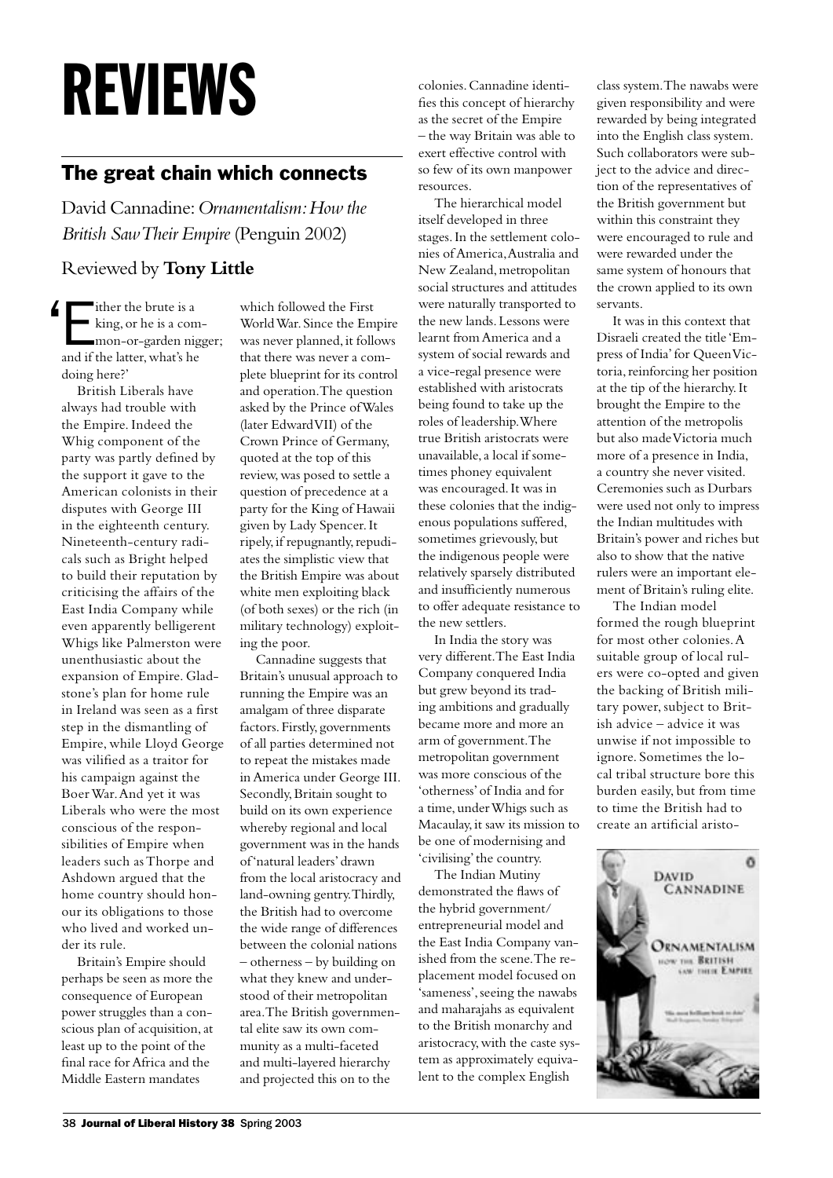# REVIEWS

## The great chain which connects

David Cannadine: *Ornamentalism: How the British Saw Their Empire* (Penguin 2002)

Reviewed by **Tony Little**

'Either the brute is a king, or he is a common-or-garden nigger; and if the latter, what's he doing here?'

British Liberals have always had trouble with the Empire. Indeed the Whig component of the party was partly defined by the support it gave to the American colonists in their disputes with George III in the eighteenth century. Nineteenth-century radicals such as Bright helped to build their reputation by criticising the affairs of the East India Company while even apparently belligerent Whigs like Palmerston were unenthusiastic about the expansion of Empire. Gladstone's plan for home rule in Ireland was seen as a first step in the dismantling of Empire, while Lloyd George was vilified as a traitor for his campaign against the Boer War. And yet it was Liberals who were the most conscious of the responsibilities of Empire when leaders such as Thorpe and Ashdown argued that the home country should honour its obligations to those who lived and worked under its rule.

Britain's Empire should perhaps be seen as more the consequence of European power struggles than a conscious plan of acquisition, at least up to the point of the final race for Africa and the Middle Eastern mandates which followed the First World War. Since the Empire was never planned, it follows that there was never a complete blueprint for its control and operation. The question asked by the Prince of Wales (later Edward VII) of the Crown Prince of Germany, quoted at the top of this review, was posed to settle a question of precedence at a party for the King of Hawaii given by Lady Spencer. It ripely, if repugnantly, repudiates the simplistic view that the British Empire was about white men exploiting black (of both sexes) or the rich (in military technology) exploiting the poor.

Cannadine suggests that Britain's unusual approach to running the Empire was an amalgam of three disparate factors. Firstly, governments of all parties determined not to repeat the mistakes made in America under George III. Secondly, Britain sought to build on its own experience whereby regional and local government was in the hands of 'natural leaders' drawn from the local aristocracy and land-owning gentry. Thirdly, the British had to overcome the wide range of differences between the colonial nations – otherness – by building on what they knew and understood of their metropolitan area. The British governmental elite saw its own community as a multi-faceted and multi-layered hierarchy and projected this on to the colonies. Cannadine identifies this concept of hierarchy as the secret of the Empire – the way Britain was able to exert effective control with so few of its own manpower resources.

The hierarchical model itself developed in three stages. In the settlement colonies of America, Australia and New Zealand, metropolitan social structures and attitudes were naturally transported to the new lands. Lessons were learnt from America and a system of social rewards and a vice-regal presence were established with aristocrats being found to take up the roles of leadership. Where true British aristocrats were unavailable, a local if sometimes phoney equivalent was encouraged. It was in these colonies that the indigenous populations suffered, sometimes grievously, but the indigenous people were relatively sparsely distributed and insufficiently numerous to offer adequate resistance to the new settlers.

In India the story was very different. The East India Company conquered India but grew beyond its trading ambitions and gradually became more and more an arm of government. The metropolitan government was more conscious of the 'otherness' of India and for a time, under Whigs such as Macaulay, it saw its mission to be one of modernising and 'civilising' the country.

The Indian Mutiny demonstrated the flaws of the hybrid government/entrepreneurial model and the East India Company vanished from the scene. The replacement model focused on 'sameness', seeing the nawabs and maharajahs as equivalent to the British monarchy and aristocracy, with the caste system as approximately equivalent to the complex English class system. The nawabs were given responsibility and were rewarded by being integrated into the English class system. Such collaborators were subject to the advice and direction of the representatives of the British government but within this constraint they were encouraged to rule and were rewarded under the same system of honours that the crown applied to its own servants.

It was in this context that Disraeli created the title 'Empress of India' for Queen Victoria, reinforcing her position at the tip of the hierarchy. It brought the Empire to the attention of the metropolis but also made Victoria much more of a presence in India, a country she never visited. Ceremonies such as Durbars were used not only to impress the Indian multitudes with Britain's power and riches but also to show that the native rulers were an important element of Britain's ruling elite.

The Indian model formed the rough blueprint for most other colonies. A suitable group of local rulers were co-opted and given the backing of British military power, subject to British advice – advice it was unwise if not impossible to ignore. Sometimes the local tribal structure bore this burden easily, but from time to time the British had to create an artificial aristo-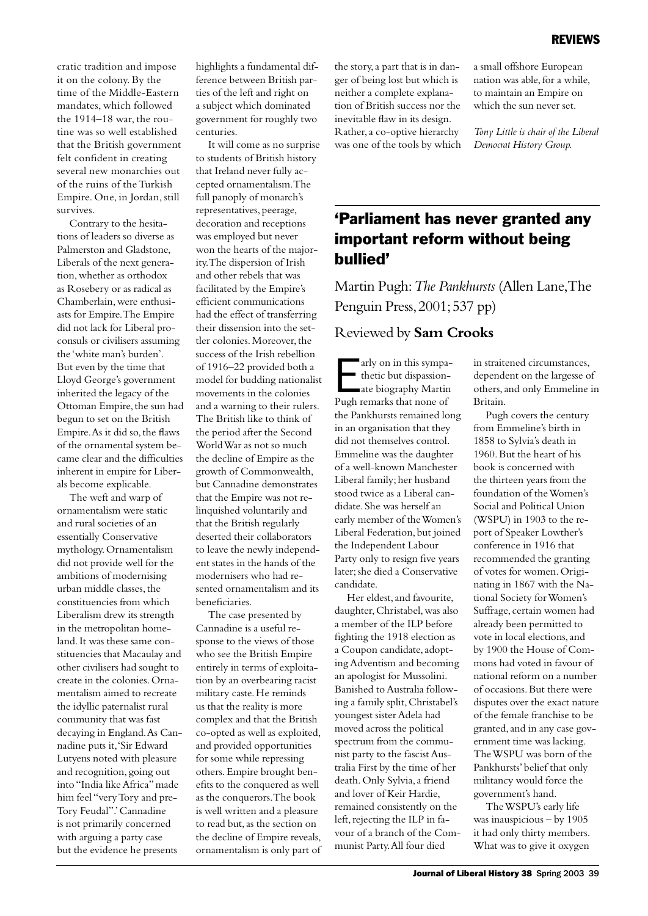cratic tradition and impose it on the colony. By the time of the Middle-Eastern mandates, which followed the 1914–18 war, the routine was so well established that the British government felt confident in creating several new monarchies out of the ruins of the Turkish Empire. One, in Jordan, still survives.

Contrary to the hesitations of leaders so diverse as Palmerston and Gladstone, Liberals of the next generation, whether as orthodox as Rosebery or as radical as Chamberlain, were enthusiasts for Empire. The Empire did not lack for Liberal proconsuls or civilisers assuming the 'white man's burden'. But even by the time that Lloyd George's government inherited the legacy of the Ottoman Empire, the sun had begun to set on the British Empire. As it did so, the flaws of the ornamental system became clear and the difficulties inherent in empire for Liberals become explicable.

The weft and warp of ornamentalism were static and rural societies of an essentially Conservative mythology. Ornamentalism did not provide well for the ambitions of modernising urban middle classes, the constituencies from which Liberalism drew its strength in the metropolitan homeland. It was these same constituencies that Macaulay and other civilisers had sought to create in the colonies. Ornamentalism aimed to recreate the idyllic paternalist rural community that was fast decaying in England. As Cannadine puts it, 'Sir Edward Lutyens noted with pleasure and recognition, going out into "India like Africa" made him feel "very Tory and pre-Tory Feudal".' Cannadine is not primarily concerned with arguing a party case but the evidence he presents highlights a fundamental difference between British parties of the left and right on a subject which dominated government for roughly two centuries.

It will come as no surprise to students of British history that Ireland never fully accepted ornamentalism. The full panoply of monarch's representatives, peerage, decoration and receptions was employed but never won the hearts of the majority. The dispersion of Irish and other rebels that was facilitated by the Empire's efficient communications had the effect of transferring their dissension into the settler colonies. Moreover, the success of the Irish rebellion of 1916–22 provided both a model for budding nationalist movements in the colonies and a warning to their rulers. The British like to think of the period after the Second World War as not so much the decline of Empire as the growth of Commonwealth, but Cannadine demonstrates that the Empire was not relinquished voluntarily and that the British regularly deserted their collaborators to leave the newly independent states in the hands of the modernisers who had resented ornamentalism and its beneficiaries.

The case presented by Cannadine is a useful response to the views of those who see the British Empire entirely in terms of exploitation by an overbearing racist military caste. He reminds us that the reality is more complex and that the British co-opted as well as exploited, and provided opportunities for some while repressing others. Empire brought benefits to the conquered as well as the conquerors. The book is well written and a pleasure to read but, as the section on the decline of Empire reveals, ornamentalism is only part of the story, a part that is in danger of being lost but which is neither a complete explanation of British success nor the inevitable flaw in its design. Rather, a co-optive hierarchy was one of the tools by which a small offshore European nation was able, for a while, to maintain an Empire on which the sun never set.

*Tony Little is chair of the Liberal Democrat History Group.*

## 'Parliament has never granted any important reform without being bullied'

Martin Pugh: *The Pankhursts* (Allen Lane, The Penguin Press, 2001; 537 pp)

Reviewed by **Sam Crooks**

Early on in this sympathetic but dispassionate biography Martin Pugh remarks that none of the Pankhursts remained long in an organisation that they did not themselves control. Emmeline was the daughter of a well-known Manchester Liberal family; her husband stood twice as a Liberal candidate. She was herself an early member of the Women's Liberal Federation, but joined the Independent Labour Party only to resign five years later; she died a Conservative candidate.

Her eldest, and favourite, daughter, Christabel, was also a member of the ILP before fighting the 1918 election as a Coupon candidate, adopting Adventism and becoming an apologist for Mussolini. Banished to Australia following a family split, Christabel's youngest sister Adela had moved across the political spectrum from the communist party to the fascist Australia First by the time of her death. Only Sylvia, a friend and lover of Keir Hardie, remained consistently on the left, rejecting the ILP in favour of a branch of the Communist Party. All four died in straitened circumstances, dependent on the largesse of others, and only Emmeline in Britain.

Pugh covers the century from Emmeline's birth in 1858 to Sylvia's death in 1960. But the heart of his book is concerned with the thirteen years from the foundation of the Women's Social and Political Union (WSPU) in 1903 to the report of Speaker Lowther's conference in 1916 that recommended the granting of votes for women. Originating in 1867 with the National Society for Women's Suffrage, certain women had already been permitted to vote in local elections, and by 1900 the House of Commons had voted in favour of national reform on a number of occasions. But there were disputes over the exact nature of the female franchise to be granted, and in any case government time was lacking. The WSPU was born of the Pankhursts' belief that only militancy would force the government's hand.

The WSPU's early life was inauspicious – by 1905 it had only thirty members. What was to give it oxygen